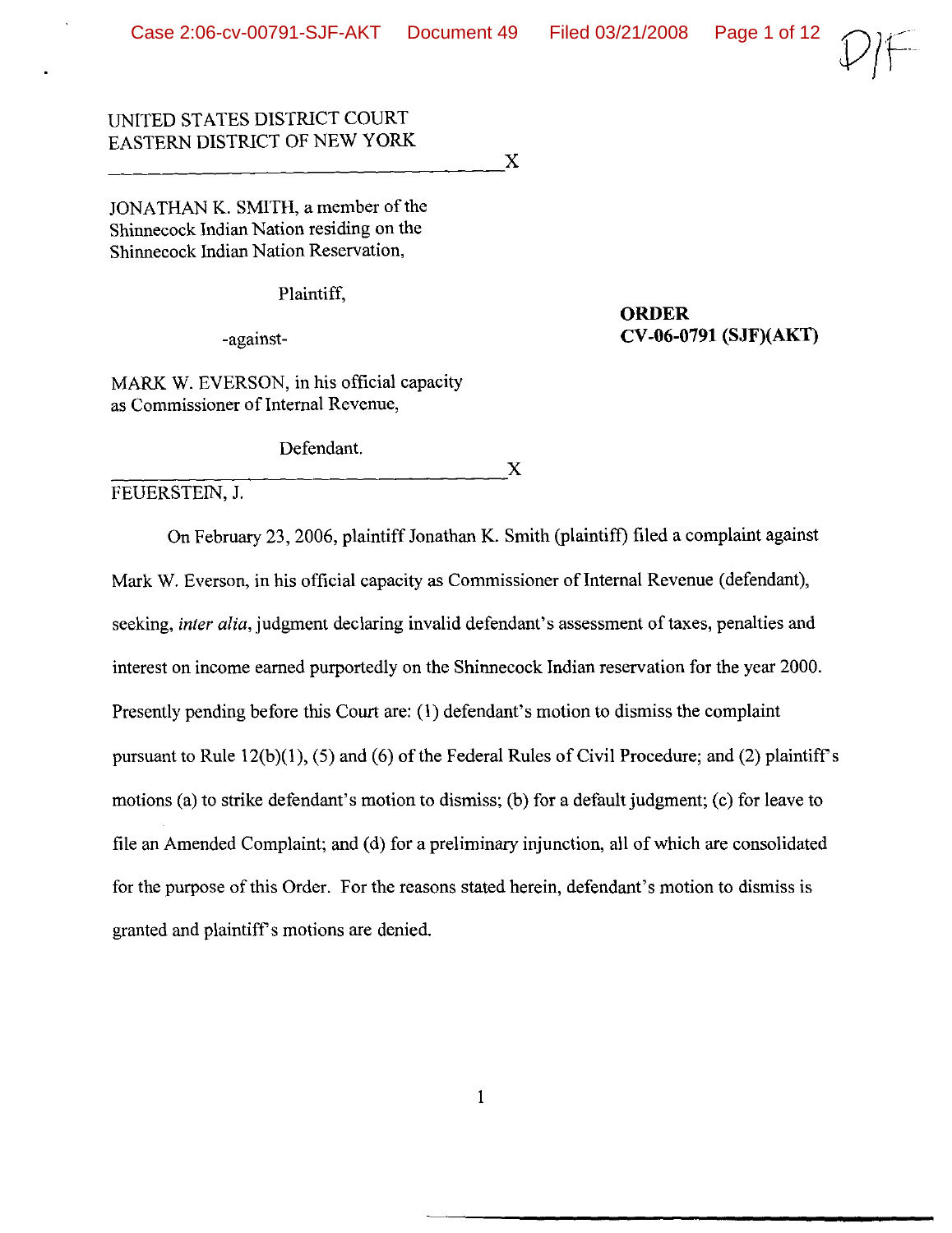UNITED STATES DISTRICT COURT
EASTERN DISTRICT OF NEW YORK

---

JONATHAN K. SMITH, a member of the Shinnecock Indian Nation residing on the Shinnecock Indian Nation Reservation,

Plaintiff,

-against-

MARK W. EVERSON, in his official capacity as Commissioner of Internal Revenue,

Defendant.

---

**ORDER**
**CV-06-0791 (SJF)(AKT)**

FEUERSTEIN, J.

On February 23, 2006, plaintiff Jonathan K. Smith (plaintiff) filed a complaint against Mark W. Everson, in his official capacity as Commissioner of Internal Revenue (defendant), seeking, *inter alia*, judgment declaring invalid defendant's assessment of taxes, penalties and interest on income earned purportedly on the Shinnecock Indian reservation for the year 2000. Presently pending before this Court are: (1) defendant's motion to dismiss the complaint pursuant to Rule 12(b)(1), (5) and (6) of the Federal Rules of Civil Procedure; and (2) plaintiff's motions (a) to strike defendant's motion to dismiss; (b) for a default judgment; (c) for leave to file an Amended Complaint; and (d) for a preliminary injunction, all of which are consolidated for the purpose of this Order. For the reasons stated herein, defendant's motion to dismiss is granted and plaintiff's motions are denied.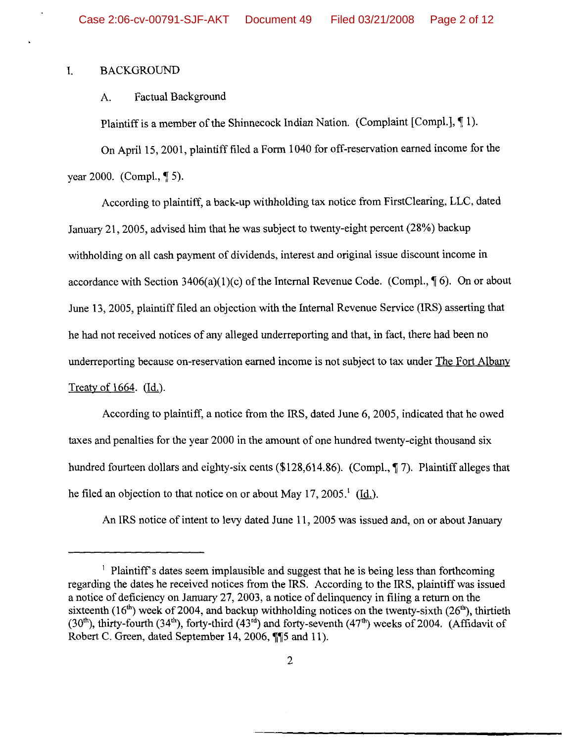## I. BACKGROUND

### A. Factual Background

Plaintiff is a member of the Shinnecock Indian Nation. (Complaint [Compl.], ¶ 1).

On April 15, 2001, plaintiff filed a Form 1040 for off-reservation earned income for the year 2000. (Compl., ¶ 5).

According to plaintiff, a back-up withholding tax notice from FirstClearing, LLC, dated January 21, 2005, advised him that he was subject to twenty-eight percent (28%) backup withholding on all cash payment of dividends, interest and original issue discount income in accordance with Section 3406(a)(1)(c) of the Internal Revenue Code. (Compl., ¶ 6). On or about June 13, 2005, plaintiff filed an objection with the Internal Revenue Service (IRS) asserting that he had not received notices of any alleged underreporting and that, in fact, there had been no underreporting because on-reservation earned income is not subject to tax under The Fort Albany Treaty of 1664. (Id.).

According to plaintiff, a notice from the IRS, dated June 6, 2005, indicated that he owed taxes and penalties for the year 2000 in the amount of one hundred twenty-eight thousand six hundred fourteen dollars and eighty-six cents ($128,614.86). (Compl., ¶ 7). Plaintiff alleges that he filed an objection to that notice on or about May 17, 2005.[1] (Id.).

An IRS notice of intent to levy dated June 11, 2005 was issued and, on or about January

---

[1] Plaintiff's dates seem implausible and suggest that he is being less than forthcoming regarding the dates he received notices from the IRS. According to the IRS, plaintiff was issued a notice of deficiency on January 27, 2003, a notice of delinquency in filing a return on the sixteenth (16th) week of 2004, and backup withholding notices on the twenty-sixth (26th), thirtieth (30th), thirty-fourth (34th), forty-third (43rd) and forty-seventh (47th) weeks of 2004. (Affidavit of Robert C. Green, dated September 14, 2006, ¶¶5 and 11).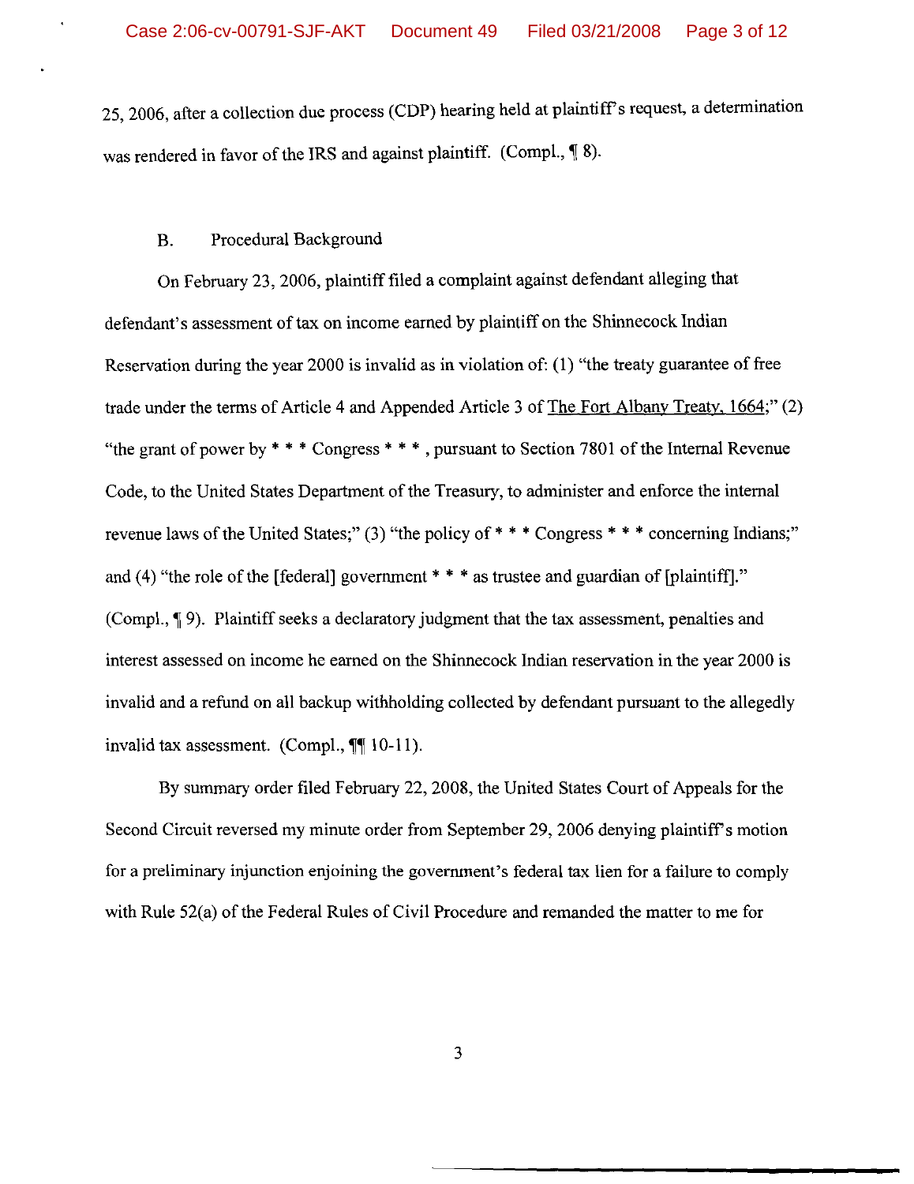25, 2006, after a collection due process (CDP) hearing held at plaintiff's request, a determination was rendered in favor of the IRS and against plaintiff. (Compl., ¶ 8).

B. Procedural Background

On February 23, 2006, plaintiff filed a complaint against defendant alleging that defendant's assessment of tax on income earned by plaintiff on the Shinnecock Indian Reservation during the year 2000 is invalid as in violation of: (1) "the treaty guarantee of free trade under the terms of Article 4 and Appended Article 3 of The Fort Albany Treaty, 1664;" (2) "the grant of power by * * * Congress * * * , pursuant to Section 7801 of the Internal Revenue Code, to the United States Department of the Treasury, to administer and enforce the internal revenue laws of the United States;" (3) "the policy of * * * Congress * * * concerning Indians;" and (4) "the role of the [federal] government * * * as trustee and guardian of [plaintiff]." (Compl., ¶ 9). Plaintiff seeks a declaratory judgment that the tax assessment, penalties and interest assessed on income he earned on the Shinnecock Indian reservation in the year 2000 is invalid and a refund on all backup withholding collected by defendant pursuant to the allegedly invalid tax assessment. (Compl., ¶¶ 10-11).

By summary order filed February 22, 2008, the United States Court of Appeals for the Second Circuit reversed my minute order from September 29, 2006 denying plaintiff's motion for a preliminary injunction enjoining the government's federal tax lien for a failure to comply with Rule 52(a) of the Federal Rules of Civil Procedure and remanded the matter to me for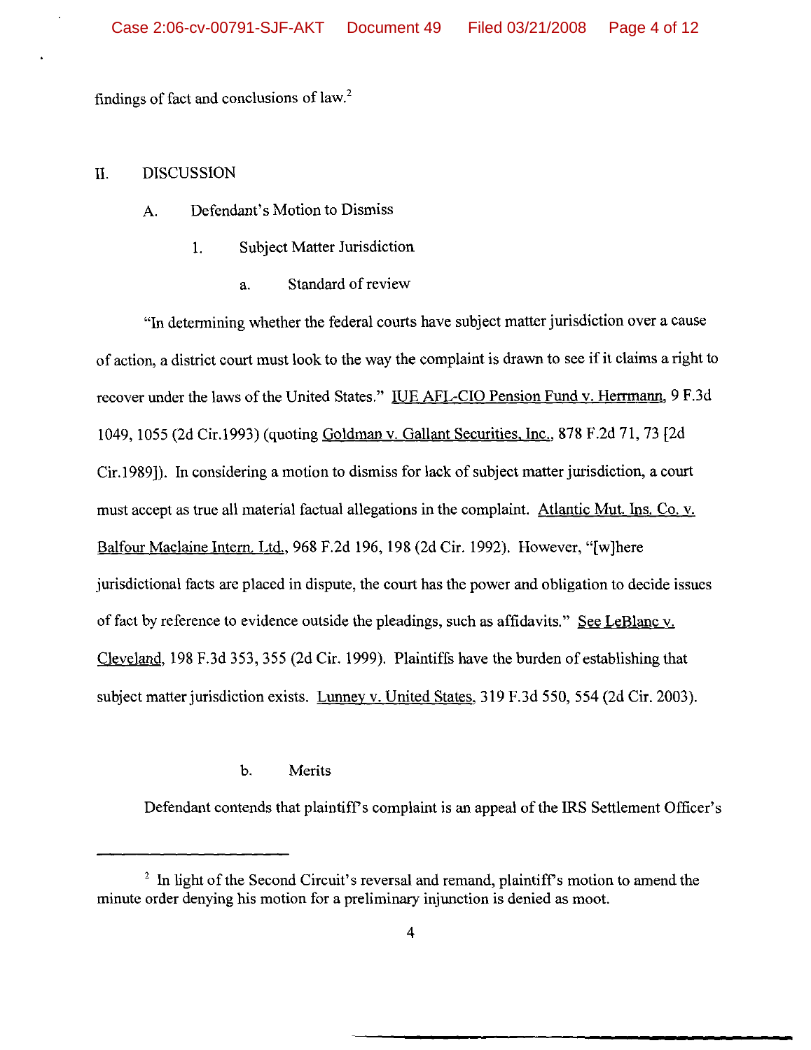findings of fact and conclusions of law.[2]

## II. DISCUSSION

### A. Defendant's Motion to Dismiss

#### 1. Subject Matter Jurisdiction

##### a. Standard of review

"In determining whether the federal courts have subject matter jurisdiction over a cause of action, a district court must look to the way the complaint is drawn to see if it claims a right to recover under the laws of the United States." IUE AFL-CIO Pension Fund v. Herrmann, 9 F.3d 1049, 1055 (2d Cir.1993) (quoting Goldman v. Gallant Securities, Inc., 878 F.2d 71, 73 [2d Cir.1989]). In considering a motion to dismiss for lack of subject matter jurisdiction, a court must accept as true all material factual allegations in the complaint. Atlantic Mut. Ins. Co. v. Balfour Maclaine Intern. Ltd., 968 F.2d 196, 198 (2d Cir. 1992). However, "[w]here jurisdictional facts are placed in dispute, the court has the power and obligation to decide issues of fact by reference to evidence outside the pleadings, such as affidavits." See LeBlanc v. Cleveland, 198 F.3d 353, 355 (2d Cir. 1999). Plaintiffs have the burden of establishing that subject matter jurisdiction exists. Lunney v. United States, 319 F.3d 550, 554 (2d Cir. 2003).

##### b. Merits

Defendant contends that plaintiff's complaint is an appeal of the IRS Settlement Officer's

---

[2] In light of the Second Circuit's reversal and remand, plaintiff's motion to amend the minute order denying his motion for a preliminary injunction is denied as moot.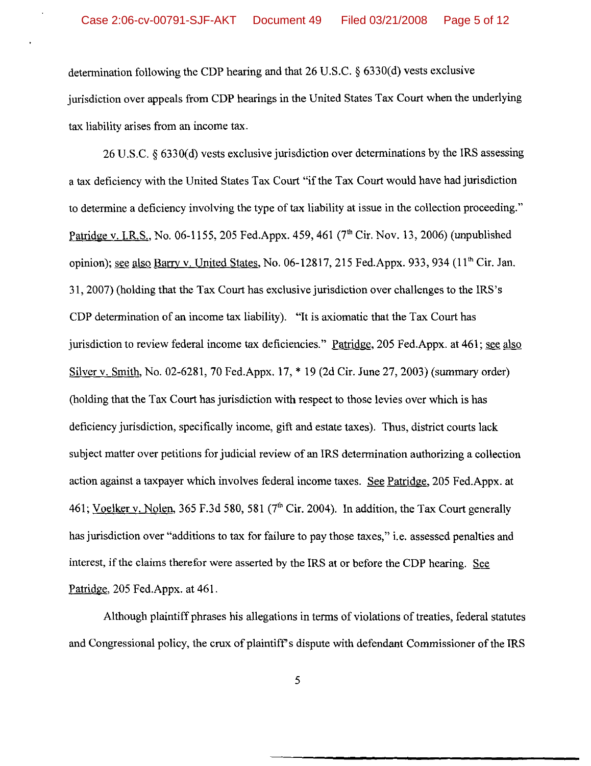determination following the CDP hearing and that 26 U.S.C. § 6330(d) vests exclusive jurisdiction over appeals from CDP hearings in the United States Tax Court when the underlying tax liability arises from an income tax.

26 U.S.C. § 6330(d) vests exclusive jurisdiction over determinations by the IRS assessing a tax deficiency with the United States Tax Court "if the Tax Court would have had jurisdiction to determine a deficiency involving the type of tax liability at issue in the collection proceeding." Patridge v. I.R.S., No. 06-1155, 205 Fed.Appx. 459, 461 (7th Cir. Nov. 13, 2006) (unpublished opinion); see also Barry v. United States, No. 06-12817, 215 Fed.Appx. 933, 934 (11th Cir. Jan. 31, 2007) (holding that the Tax Court has exclusive jurisdiction over challenges to the IRS's CDP determination of an income tax liability). "It is axiomatic that the Tax Court has jurisdiction to review federal income tax deficiencies." Patridge, 205 Fed.Appx. at 461; see also Silver v. Smith, No. 02-6281, 70 Fed.Appx. 17, * 19 (2d Cir. June 27, 2003) (summary order) (holding that the Tax Court has jurisdiction with respect to those levies over which is has deficiency jurisdiction, specifically income, gift and estate taxes). Thus, district courts lack subject matter over petitions for judicial review of an IRS determination authorizing a collection action against a taxpayer which involves federal income taxes. See Patridge, 205 Fed.Appx. at 461; Voelker v. Nolen, 365 F.3d 580, 581 (7th Cir. 2004). In addition, the Tax Court generally has jurisdiction over "additions to tax for failure to pay those taxes," i.e. assessed penalties and interest, if the claims therefor were asserted by the IRS at or before the CDP hearing. See Patridge, 205 Fed.Appx. at 461.

Although plaintiff phrases his allegations in terms of violations of treaties, federal statutes and Congressional policy, the crux of plaintiff's dispute with defendant Commissioner of the IRS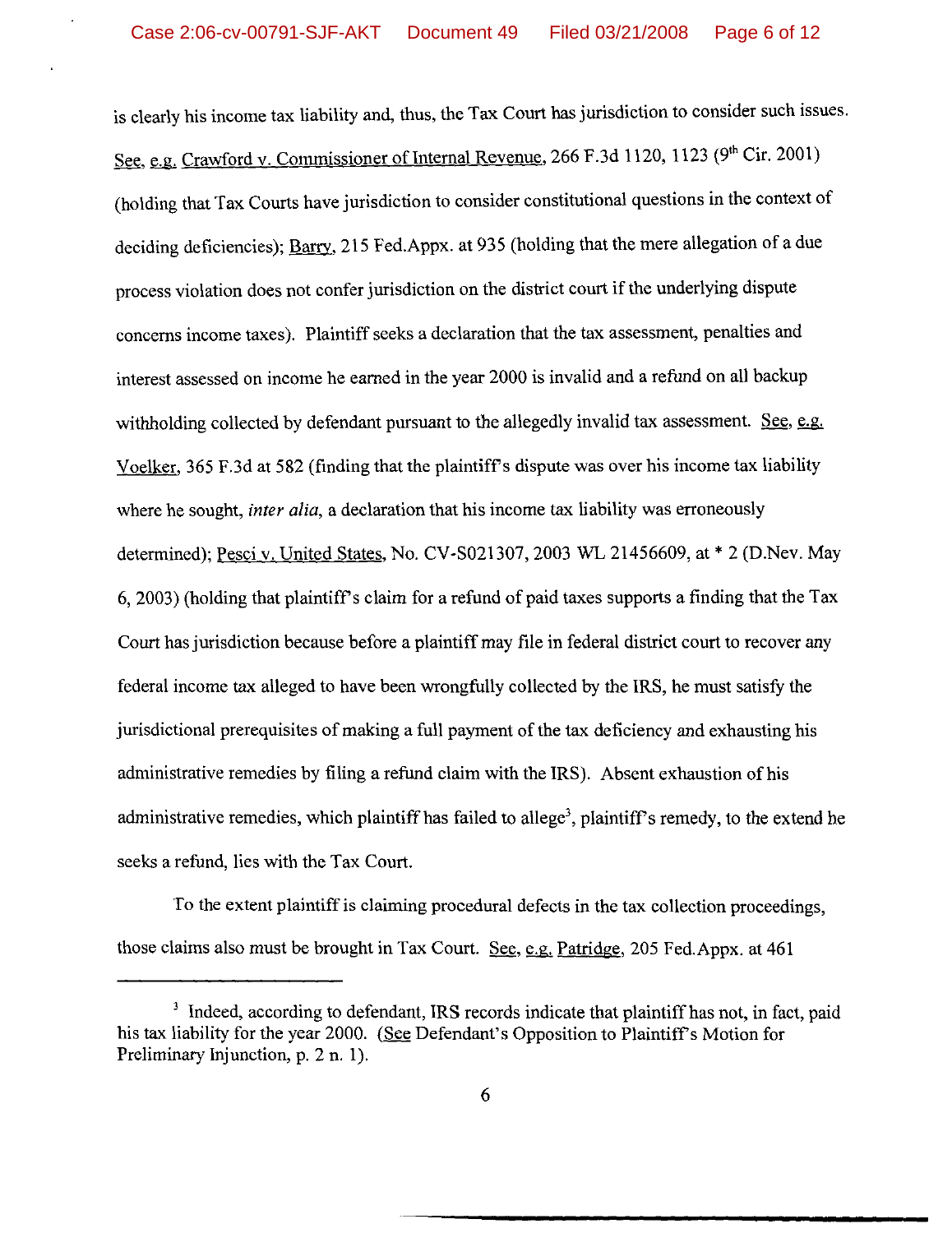is clearly his income tax liability and, thus, the Tax Court has jurisdiction to consider such issues. See, e.g. Crawford v. Commissioner of Internal Revenue, 266 F.3d 1120, 1123 (9th Cir. 2001) (holding that Tax Courts have jurisdiction to consider constitutional questions in the context of deciding deficiencies); Barry, 215 Fed.Appx. at 935 (holding that the mere allegation of a due process violation does not confer jurisdiction on the district court if the underlying dispute concerns income taxes). Plaintiff seeks a declaration that the tax assessment, penalties and interest assessed on income he earned in the year 2000 is invalid and a refund on all backup withholding collected by defendant pursuant to the allegedly invalid tax assessment. See, e.g. Voelker, 365 F.3d at 582 (finding that the plaintiff's dispute was over his income tax liability where he sought, *inter alia*, a declaration that his income tax liability was erroneously determined); Pesci v. United States, No. CV-S021307, 2003 WL 21456609, at * 2 (D.Nev. May 6, 2003) (holding that plaintiff's claim for a refund of paid taxes supports a finding that the Tax Court has jurisdiction because before a plaintiff may file in federal district court to recover any federal income tax alleged to have been wrongfully collected by the IRS, he must satisfy the jurisdictional prerequisites of making a full payment of the tax deficiency and exhausting his administrative remedies by filing a refund claim with the IRS). Absent exhaustion of his administrative remedies, which plaintiff has failed to allege[3], plaintiff's remedy, to the extend he seeks a refund, lies with the Tax Court.

To the extent plaintiff is claiming procedural defects in the tax collection proceedings, those claims also must be brought in Tax Court. See, e.g. Patridge, 205 Fed.Appx. at 461

[3] Indeed, according to defendant, IRS records indicate that plaintiff has not, in fact, paid his tax liability for the year 2000. (See Defendant's Opposition to Plaintiff's Motion for Preliminary Injunction, p. 2 n. 1).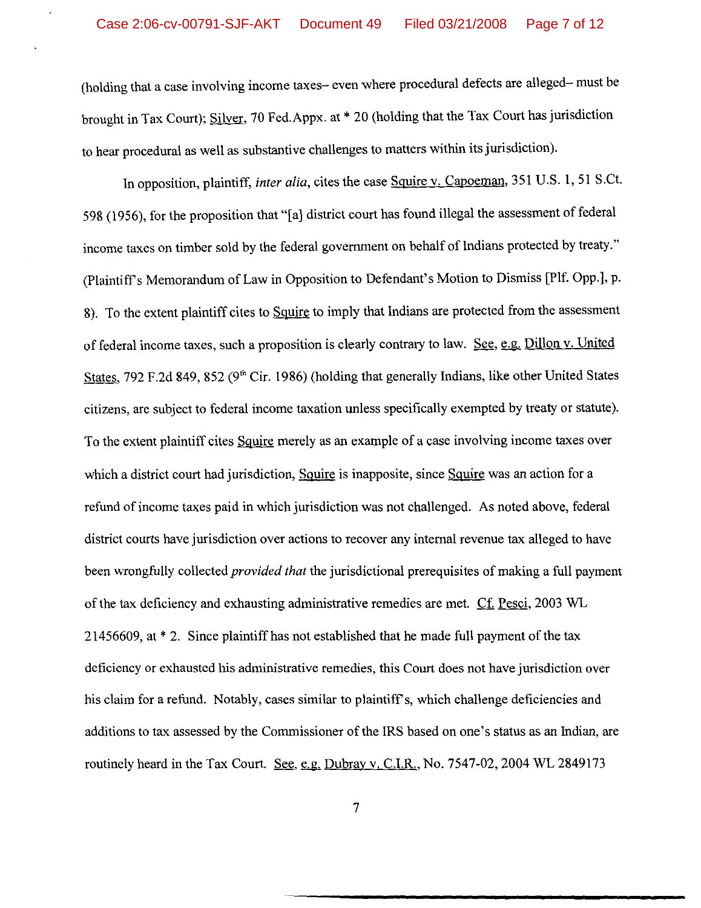(holding that a case involving income taxes– even where procedural defects are alleged– must be brought in Tax Court); Silver, 70 Fed.Appx. at * 20 (holding that the Tax Court has jurisdiction to hear procedural as well as substantive challenges to matters within its jurisdiction).

In opposition, plaintiff, *inter alia*, cites the case Squire v. Capoeman, 351 U.S. 1, 51 S.Ct. 598 (1956), for the proposition that "[a] district court has found illegal the assessment of federal income taxes on timber sold by the federal government on behalf of Indians protected by treaty." (Plaintiff's Memorandum of Law in Opposition to Defendant's Motion to Dismiss [Plf. Opp.], p. 8). To the extent plaintiff cites to Squire to imply that Indians are protected from the assessment of federal income taxes, such a proposition is clearly contrary to law. See, e.g. Dillon v. United States, 792 F.2d 849, 852 (9th Cir. 1986) (holding that generally Indians, like other United States citizens, are subject to federal income taxation unless specifically exempted by treaty or statute). To the extent plaintiff cites Squire merely as an example of a case involving income taxes over which a district court had jurisdiction, Squire is inapposite, since Squire was an action for a refund of income taxes paid in which jurisdiction was not challenged. As noted above, federal district courts have jurisdiction over actions to recover any internal revenue tax alleged to have been wrongfully collected *provided that* the jurisdictional prerequisites of making a full payment of the tax deficiency and exhausting administrative remedies are met. Cf. Pesci, 2003 WL 21456609, at * 2. Since plaintiff has not established that he made full payment of the tax deficiency or exhausted his administrative remedies, this Court does not have jurisdiction over his claim for a refund. Notably, cases similar to plaintiff's, which challenge deficiencies and additions to tax assessed by the Commissioner of the IRS based on one's status as an Indian, are routinely heard in the Tax Court. See, e.g. Dubray v. C.I.R., No. 7547-02, 2004 WL 2849173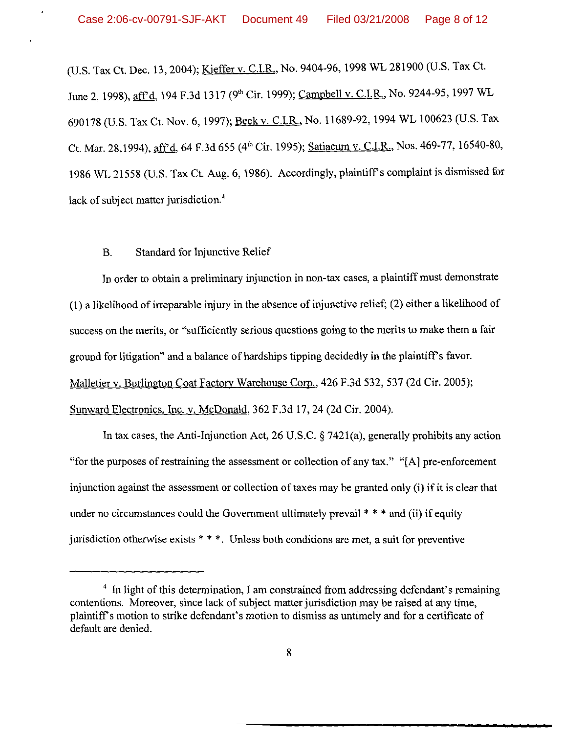(U.S. Tax Ct. Dec. 13, 2004); Kieffer v. C.I.R., No. 9404-96, 1998 WL 281900 (U.S. Tax Ct. June 2, 1998), aff'd, 194 F.3d 1317 (9th Cir. 1999); Campbell v. C.I.R., No. 9244-95, 1997 WL 690178 (U.S. Tax Ct. Nov. 6, 1997); Beck v. C.I.R., No. 11689-92, 1994 WL 100623 (U.S. Tax Ct. Mar. 28,1994), aff'd, 64 F.3d 655 (4th Cir. 1995); Satiacum v. C.I.R., Nos. 469-77, 16540-80, 1986 WL 21558 (U.S. Tax Ct. Aug. 6, 1986). Accordingly, plaintiff's complaint is dismissed for lack of subject matter jurisdiction.[4]

B. Standard for Injunctive Relief

In order to obtain a preliminary injunction in non-tax cases, a plaintiff must demonstrate (1) a likelihood of irreparable injury in the absence of injunctive relief; (2) either a likelihood of success on the merits, or "sufficiently serious questions going to the merits to make them a fair ground for litigation" and a balance of hardships tipping decidedly in the plaintiff's favor. Malletier v. Burlington Coat Factory Warehouse Corp., 426 F.3d 532, 537 (2d Cir. 2005); Sunward Electronics, Inc. v. McDonald, 362 F.3d 17, 24 (2d Cir. 2004).

In tax cases, the Anti-Injunction Act, 26 U.S.C. § 7421(a), generally prohibits any action "for the purposes of restraining the assessment or collection of any tax." "[A] pre-enforcement injunction against the assessment or collection of taxes may be granted only (i) if it is clear that under no circumstances could the Government ultimately prevail * * * and (ii) if equity jurisdiction otherwise exists * * *. Unless both conditions are met, a suit for preventive

---

[4] In light of this determination, I am constrained from addressing defendant's remaining contentions. Moreover, since lack of subject matter jurisdiction may be raised at any time, plaintiff's motion to strike defendant's motion to dismiss as untimely and for a certificate of default are denied.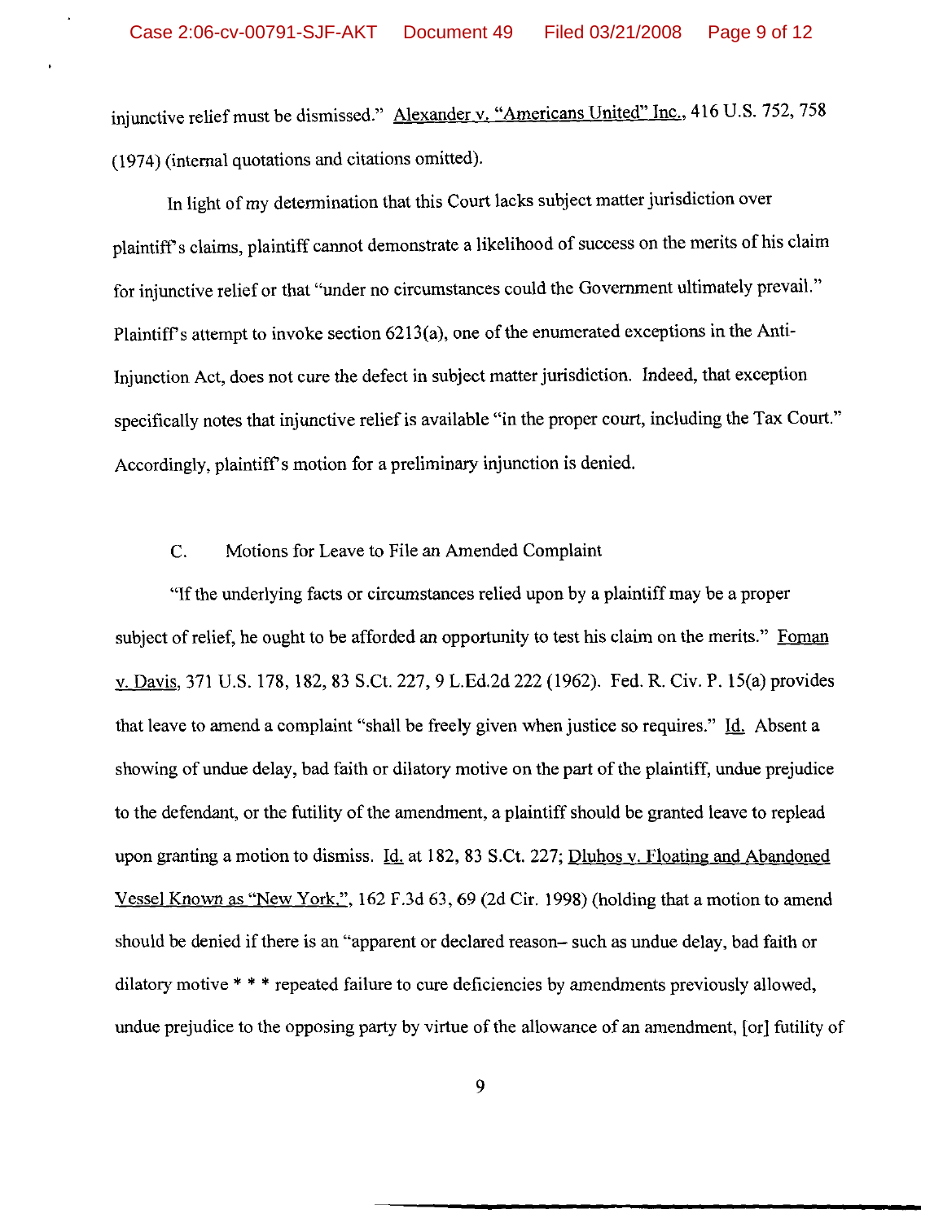injunctive relief must be dismissed." Alexander v. "Americans United" Inc., 416 U.S. 752, 758 (1974) (internal quotations and citations omitted).

In light of my determination that this Court lacks subject matter jurisdiction over plaintiff's claims, plaintiff cannot demonstrate a likelihood of success on the merits of his claim for injunctive relief or that "under no circumstances could the Government ultimately prevail." Plaintiff's attempt to invoke section 6213(a), one of the enumerated exceptions in the Anti-Injunction Act, does not cure the defect in subject matter jurisdiction. Indeed, that exception specifically notes that injunctive relief is available "in the proper court, including the Tax Court." Accordingly, plaintiff's motion for a preliminary injunction is denied.

## C. Motions for Leave to File an Amended Complaint

"If the underlying facts or circumstances relied upon by a plaintiff may be a proper subject of relief, he ought to be afforded an opportunity to test his claim on the merits." Foman v. Davis, 371 U.S. 178, 182, 83 S.Ct. 227, 9 L.Ed.2d 222 (1962). Fed. R. Civ. P. 15(a) provides that leave to amend a complaint "shall be freely given when justice so requires." Id. Absent a showing of undue delay, bad faith or dilatory motive on the part of the plaintiff, undue prejudice to the defendant, or the futility of the amendment, a plaintiff should be granted leave to replead upon granting a motion to dismiss. Id. at 182, 83 S.Ct. 227; Dluhos v. Floating and Abandoned Vessel Known as "New York,", 162 F.3d 63, 69 (2d Cir. 1998) (holding that a motion to amend should be denied if there is an "apparent or declared reason– such as undue delay, bad faith or dilatory motive * * * repeated failure to cure deficiencies by amendments previously allowed, undue prejudice to the opposing party by virtue of the allowance of an amendment, [or] futility of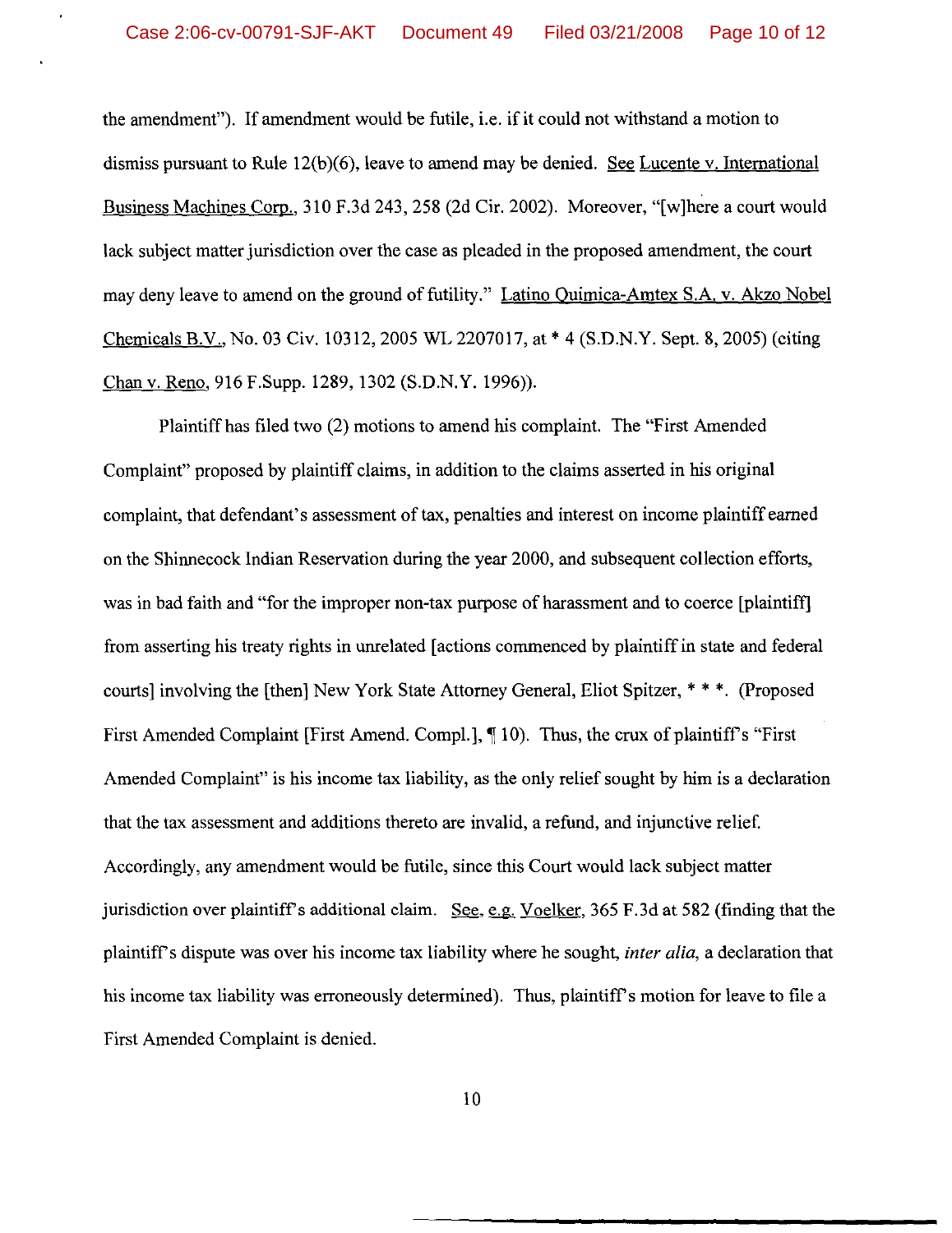the amendment"). If amendment would be futile, i.e. if it could not withstand a motion to dismiss pursuant to Rule 12(b)(6), leave to amend may be denied. See Lucente v. International Business Machines Corp., 310 F.3d 243, 258 (2d Cir. 2002). Moreover, "[w]here a court would lack subject matter jurisdiction over the case as pleaded in the proposed amendment, the court may deny leave to amend on the ground of futility." Latino Quimica-Amtex S.A. v. Akzo Nobel Chemicals B.V., No. 03 Civ. 10312, 2005 WL 2207017, at * 4 (S.D.N.Y. Sept. 8, 2005) (citing Chan v. Reno, 916 F.Supp. 1289, 1302 (S.D.N.Y. 1996)).

Plaintiff has filed two (2) motions to amend his complaint. The "First Amended Complaint" proposed by plaintiff claims, in addition to the claims asserted in his original complaint, that defendant's assessment of tax, penalties and interest on income plaintiff earned on the Shinnecock Indian Reservation during the year 2000, and subsequent collection efforts, was in bad faith and "for the improper non-tax purpose of harassment and to coerce [plaintiff] from asserting his treaty rights in unrelated [actions commenced by plaintiff in state and federal courts] involving the [then] New York State Attorney General, Eliot Spitzer, * * *. (Proposed First Amended Complaint [First Amend. Compl.], ¶ 10). Thus, the crux of plaintiff's "First Amended Complaint" is his income tax liability, as the only relief sought by him is a declaration that the tax assessment and additions thereto are invalid, a refund, and injunctive relief. Accordingly, any amendment would be futile, since this Court would lack subject matter jurisdiction over plaintiff's additional claim. See, e.g. Voelker, 365 F.3d at 582 (finding that the plaintiff's dispute was over his income tax liability where he sought, *inter alia*, a declaration that his income tax liability was erroneously determined). Thus, plaintiff's motion for leave to file a First Amended Complaint is denied.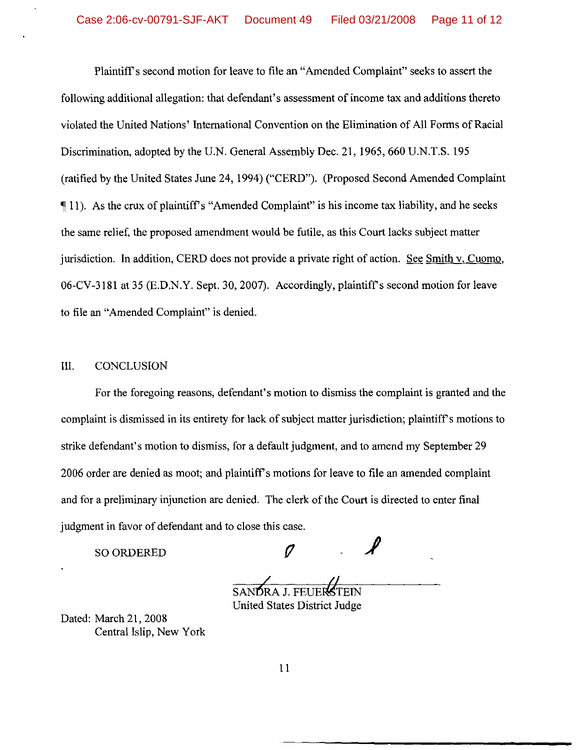Plaintiff's second motion for leave to file an "Amended Complaint" seeks to assert the following additional allegation: that defendant's assessment of income tax and additions thereto violated the United Nations' International Convention on the Elimination of All Forms of Racial Discrimination, adopted by the U.N. General Assembly Dec. 21, 1965, 660 U.N.T.S. 195 (ratified by the United States June 24, 1994) ("CERD"). (Proposed Second Amended Complaint ¶ 11). As the crux of plaintiff's "Amended Complaint" is his income tax liability, and he seeks the same relief, the proposed amendment would be futile, as this Court lacks subject matter jurisdiction. In addition, CERD does not provide a private right of action. See Smith v. Cuomo, 06-CV-3181 at 35 (E.D.N.Y. Sept. 30, 2007). Accordingly, plaintiff's second motion for leave to file an "Amended Complaint" is denied.

## III. CONCLUSION

For the foregoing reasons, defendant's motion to dismiss the complaint is granted and the complaint is dismissed in its entirety for lack of subject matter jurisdiction; plaintiff's motions to strike defendant's motion to dismiss, for a default judgment, and to amend my September 29 2006 order are denied as moot; and plaintiff's motions for leave to file an amended complaint and for a preliminary injunction are denied. The clerk of the Court is directed to enter final judgment in favor of defendant and to close this case.

SO ORDERED

SANDRA J. FEUERSTEIN
United States District Judge

Dated: March 21, 2008
Central Islip, New York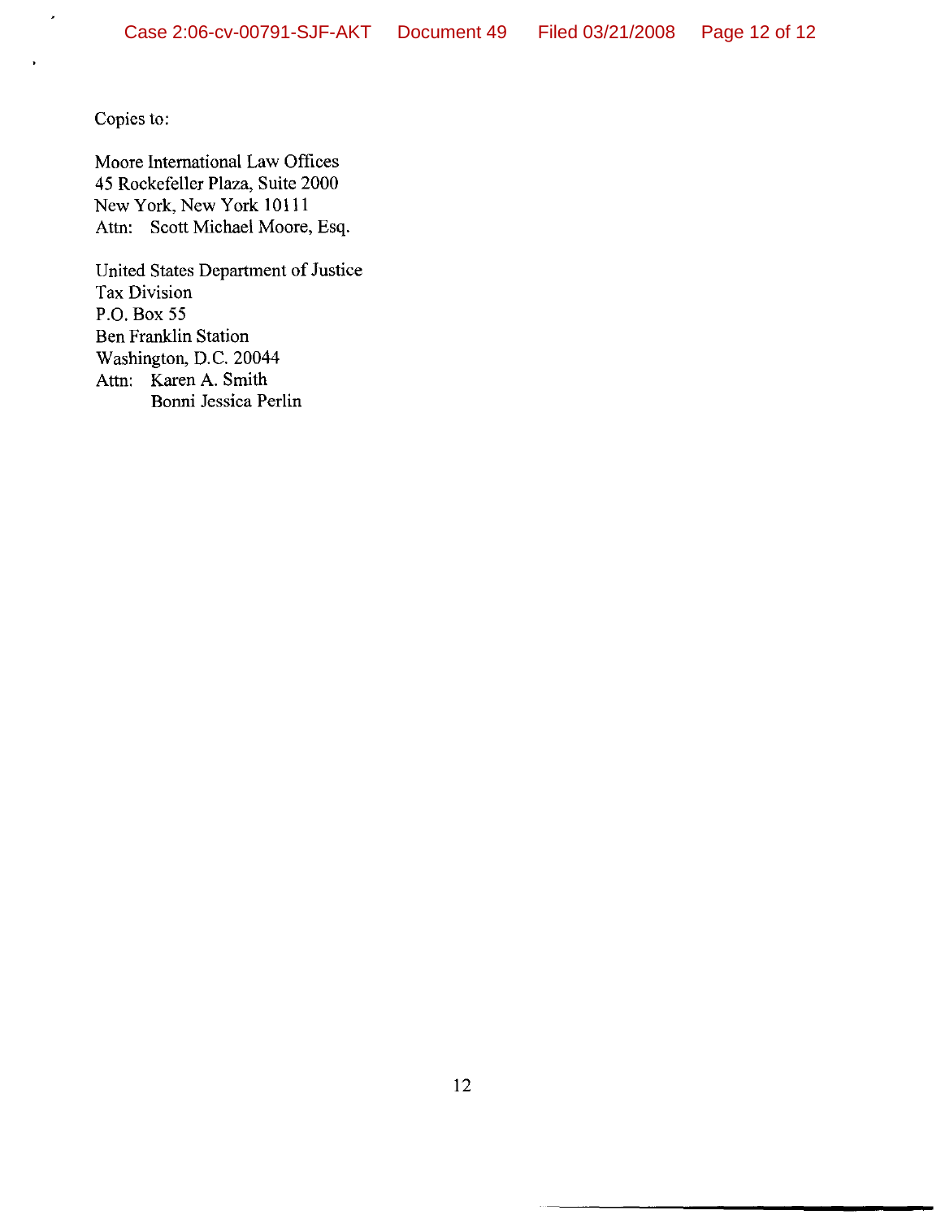Copies to:

Moore International Law Offices
45 Rockefeller Plaza, Suite 2000
New York, New York 10111
Attn: Scott Michael Moore, Esq.

United States Department of Justice
Tax Division
P.O. Box 55
Ben Franklin Station
Washington, D.C. 20044
Attn: Karen A. Smith
Bonni Jessica Perlin